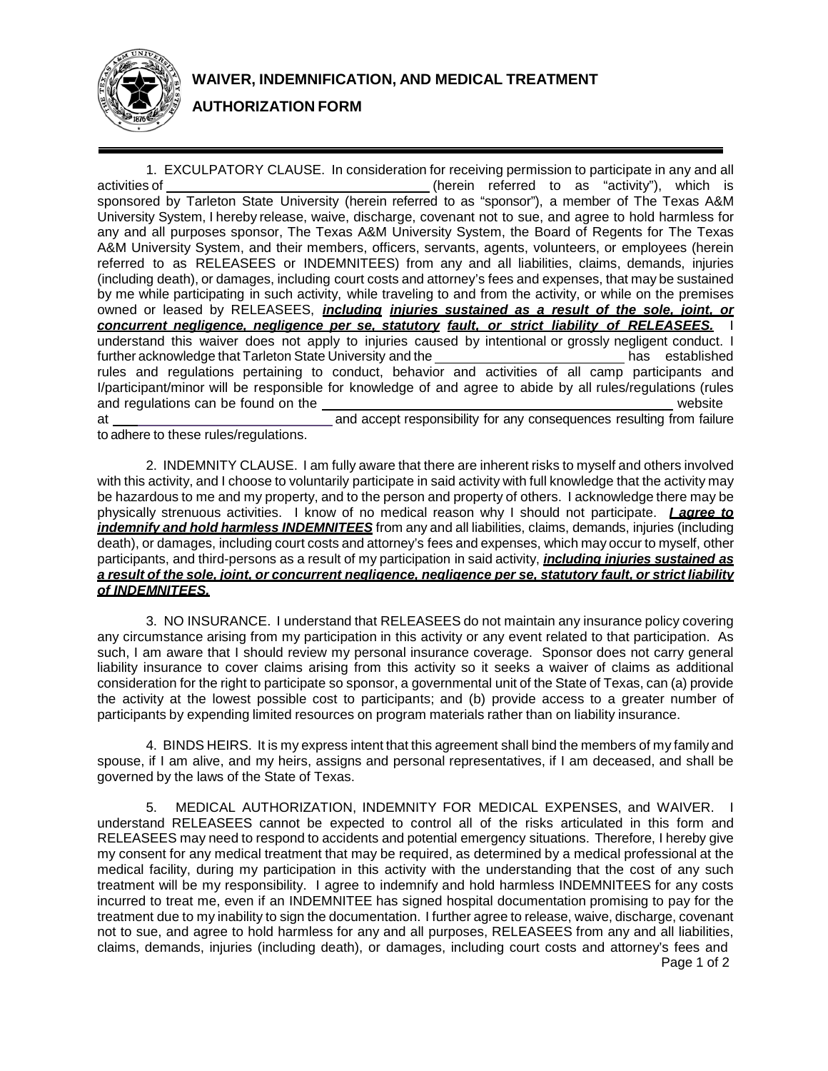# WAIVER, INDEMNIFICATION, AND MEDICAL TREATMENT AUTHORIZATION FORM

1. EXCULPATORY CLAUSE. In consideration for receiving permission to participate in any and all activities of ____________________________________ (herein referred to as "activity"), which is sponsored by Tarleton State University (herein referred to as "sponsor"), a member of The Texas A&M University System, I hereby release, waive, discharge, covenant not to sue, and agree to hold harmless for any and all purposes sponsor, The Texas A&M University System, the Board of Regents for The Texas A&M University System, and their members, officers, servants, agents, volunteers, or employees (herein referred to as RELEASEES or INDEMNITEES) from any and all liabilities, claims, demands, injuries (including death), or damages, including court costs and attorney's fees and expenses, that may be sustained by me while participating in such activity, while traveling to and from the activity, or while on the premises owned or leased by RELEASEES, ***including injuries sustained as a result of the sole, joint, or concurrent negligence, negligence per se, statutory fault, or strict liability of RELEASEES.*** I understand this waiver does not apply to injuries caused by intentional or grossly negligent conduct. I further acknowledge that Tarleton State University and the _________________________ has established rules and regulations pertaining to conduct, behavior and activities of all camp participants and I/participant/minor will be responsible for knowledge of and agree to abide by all rules/regulations (rules and regulations can be found on the _______________________________________________ website at ______________________________ and accept responsibility for any consequences resulting from failure to adhere to these rules/regulations.

2. INDEMNITY CLAUSE. I am fully aware that there are inherent risks to myself and others involved with this activity, and I choose to voluntarily participate in said activity with full knowledge that the activity may be hazardous to me and my property, and to the person and property of others. I acknowledge there may be physically strenuous activities. I know of no medical reason why I should not participate. ***I agree to indemnify and hold harmless INDEMNITEES*** from any and all liabilities, claims, demands, injuries (including death), or damages, including court costs and attorney's fees and expenses, which may occur to myself, other participants, and third-persons as a result of my participation in said activity, ***including injuries sustained as a result of the sole, joint, or concurrent negligence, negligence per se, statutory fault, or strict liability of INDEMNITEES.***

3. NO INSURANCE. I understand that RELEASEES do not maintain any insurance policy covering any circumstance arising from my participation in this activity or any event related to that participation. As such, I am aware that I should review my personal insurance coverage. Sponsor does not carry general liability insurance to cover claims arising from this activity so it seeks a waiver of claims as additional consideration for the right to participate so sponsor, a governmental unit of the State of Texas, can (a) provide the activity at the lowest possible cost to participants; and (b) provide access to a greater number of participants by expending limited resources on program materials rather than on liability insurance.

4. BINDS HEIRS. It is my express intent that this agreement shall bind the members of my family and spouse, if I am alive, and my heirs, assigns and personal representatives, if I am deceased, and shall be governed by the laws of the State of Texas.

5. MEDICAL AUTHORIZATION, INDEMNITY FOR MEDICAL EXPENSES, and WAIVER. I understand RELEASEES cannot be expected to control all of the risks articulated in this form and RELEASEES may need to respond to accidents and potential emergency situations. Therefore, I hereby give my consent for any medical treatment that may be required, as determined by a medical professional at the medical facility, during my participation in this activity with the understanding that the cost of any such treatment will be my responsibility. I agree to indemnify and hold harmless INDEMNITEES for any costs incurred to treat me, even if an INDEMNITEE has signed hospital documentation promising to pay for the treatment due to my inability to sign the documentation. I further agree to release, waive, discharge, covenant not to sue, and agree to hold harmless for any and all purposes, RELEASEES from any and all liabilities, claims, demands, injuries (including death), or damages, including court costs and attorney's fees and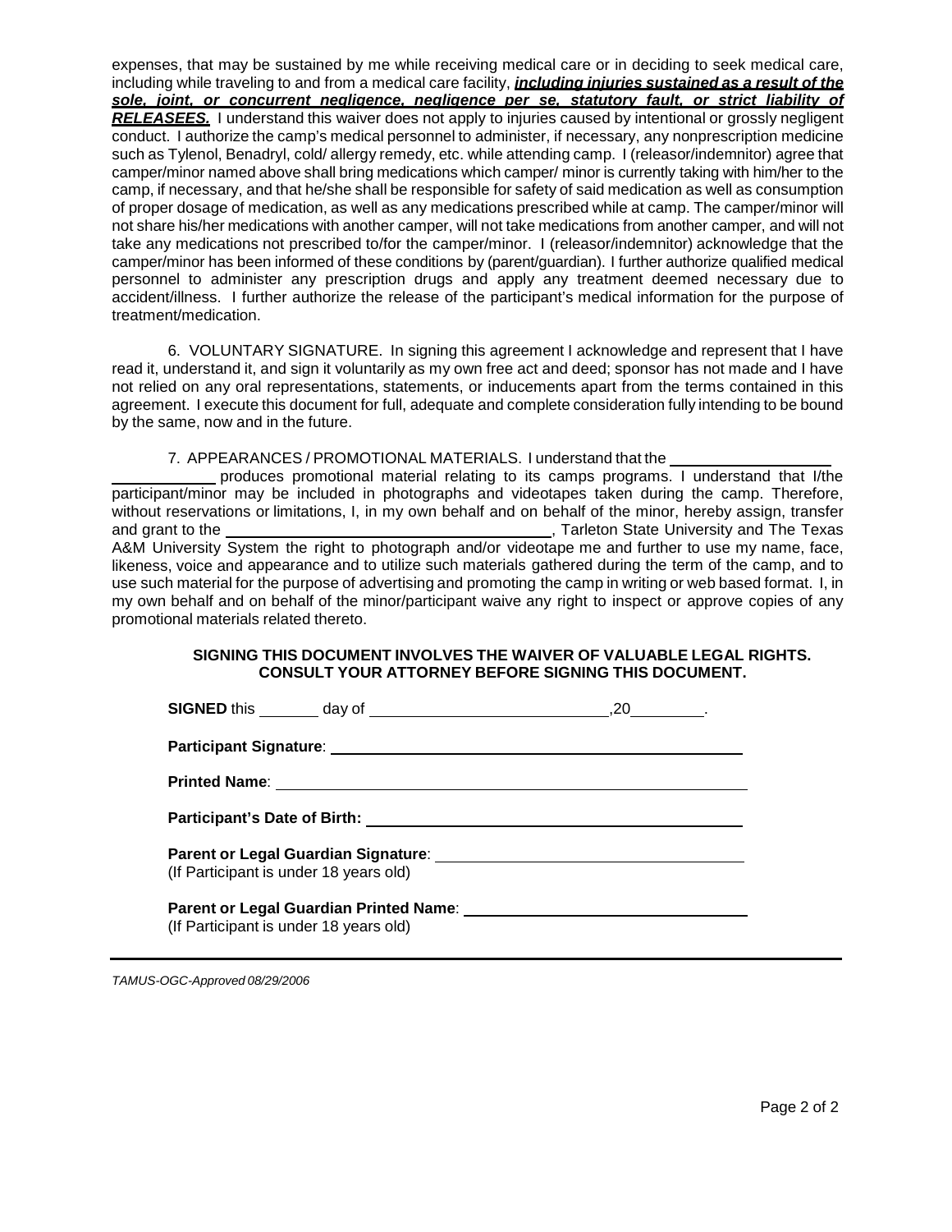expenses, that may be sustained by me while receiving medical care or in deciding to seek medical care, including while traveling to and from a medical care facility, ***including injuries sustained as a result of the sole, joint, or concurrent negligence, negligence per se, statutory fault, or strict liability of RELEASEES.*** I understand this waiver does not apply to injuries caused by intentional or grossly negligent conduct. I authorize the camp's medical personnel to administer, if necessary, any nonprescription medicine such as Tylenol, Benadryl, cold/ allergy remedy, etc. while attending camp. I (releasor/indemnitor) agree that camper/minor named above shall bring medications which camper/ minor is currently taking with him/her to the camp, if necessary, and that he/she shall be responsible for safety of said medication as well as consumption of proper dosage of medication, as well as any medications prescribed while at camp. The camper/minor will not share his/her medications with another camper, will not take medications from another camper, and will not take any medications not prescribed to/for the camper/minor. I (releasor/indemnitor) acknowledge that the camper/minor has been informed of these conditions by (parent/guardian). I further authorize qualified medical personnel to administer any prescription drugs and apply any treatment deemed necessary due to accident/illness. I further authorize the release of the participant's medical information for the purpose of treatment/medication.

6. VOLUNTARY SIGNATURE. In signing this agreement I acknowledge and represent that I have read it, understand it, and sign it voluntarily as my own free act and deed; sponsor has not made and I have not relied on any oral representations, statements, or inducements apart from the terms contained in this agreement. I execute this document for full, adequate and complete consideration fully intending to be bound by the same, now and in the future.

7. APPEARANCES / PROMOTIONAL MATERIALS. I understand that the ______________________________ produces promotional material relating to its camps programs. I understand that I/the participant/minor may be included in photographs and videotapes taken during the camp. Therefore, without reservations or limitations, I, in my own behalf and on behalf of the minor, hereby assign, transfer and grant to the ______________________________, Tarleton State University and The Texas A&M University System the right to photograph and/or videotape me and further to use my name, face, likeness, voice and appearance and to utilize such materials gathered during the term of the camp, and to use such material for the purpose of advertising and promoting the camp in writing or web based format. I, in my own behalf and on behalf of the minor/participant waive any right to inspect or approve copies of any promotional materials related thereto.

**SIGNING THIS DOCUMENT INVOLVES THE WAIVER OF VALUABLE LEGAL RIGHTS. CONSULT YOUR ATTORNEY BEFORE SIGNING THIS DOCUMENT.**

**SIGNED** this ________ day of ______________________________,20_________.

**Participant Signature**: ______________________________

**Printed Name**: ______________________________

**Participant's Date of Birth:** ______________________________

**Parent or Legal Guardian Signature**: ______________________________
(If Participant is under 18 years old)

**Parent or Legal Guardian Printed Name**: ______________________________
(If Participant is under 18 years old)

*TAMUS-OGC-Approved 08/29/2006*